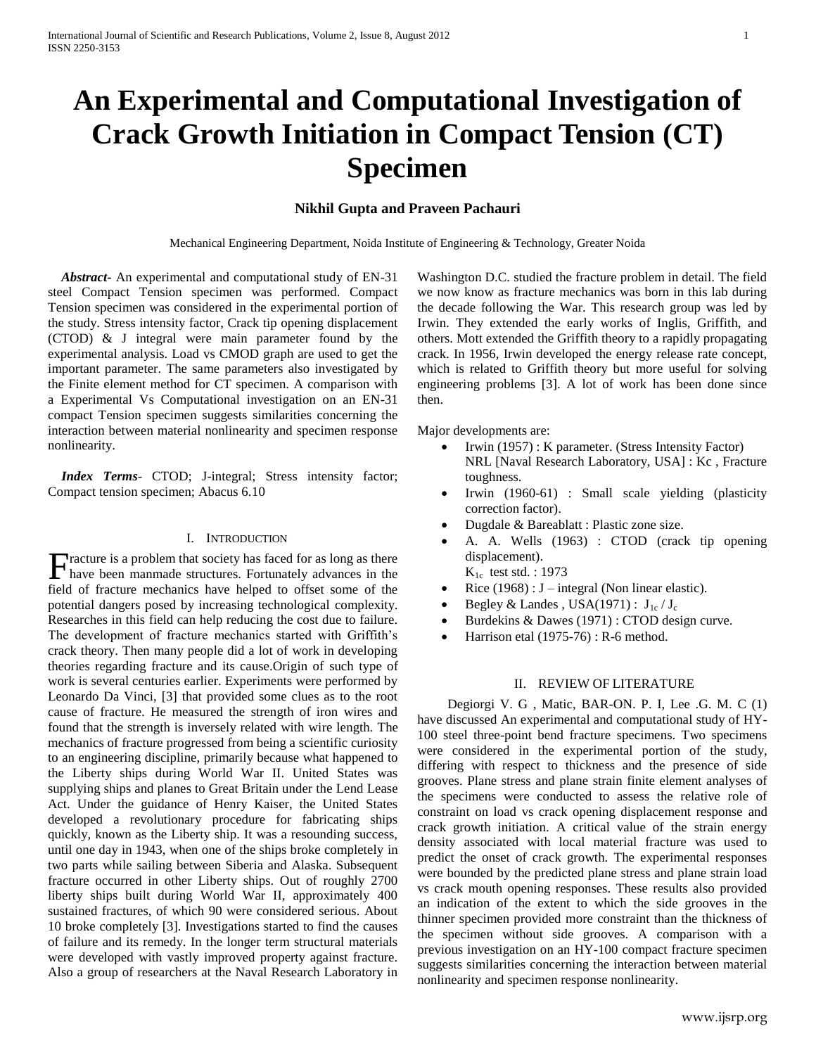# An Experimental and Computational Investigation of Crack Growth Initiation in Compact Tension (CT) Specimen

**Nikhil Gupta and Praveen Pachauri**

Mechanical Engineering Department, Noida Institute of Engineering & Technology, Greater Noida

***Abstract***- An experimental and computational study of EN-31 steel Compact Tension specimen was performed. Compact Tension specimen was considered in the experimental portion of the study. Stress intensity factor, Crack tip opening displacement (CTOD) & J integral were main parameter found by the experimental analysis. Load vs CMOD graph are used to get the important parameter. The same parameters also investigated by the Finite element method for CT specimen. A comparison with a Experimental Vs Computational investigation on an EN-31 compact Tension specimen suggests similarities concerning the interaction between material nonlinearity and specimen response nonlinearity.

***Index Terms***- CTOD; J-integral; Stress intensity factor; Compact tension specimen; Abacus 6.10

## I. Introduction

Fracture is a problem that society has faced for as long as there have been manmade structures. Fortunately advances in the field of fracture mechanics have helped to offset some of the potential dangers posed by increasing technological complexity. Researches in this field can help reducing the cost due to failure. The development of fracture mechanics started with Griffith's crack theory. Then many people did a lot of work in developing theories regarding fracture and its cause.Origin of such type of work is several centuries earlier. Experiments were performed by Leonardo Da Vinci, [3] that provided some clues as to the root cause of fracture. He measured the strength of iron wires and found that the strength is inversely related with wire length. The mechanics of fracture progressed from being a scientific curiosity to an engineering discipline, primarily because what happened to the Liberty ships during World War II. United States was supplying ships and planes to Great Britain under the Lend Lease Act. Under the guidance of Henry Kaiser, the United States developed a revolutionary procedure for fabricating ships quickly, known as the Liberty ship. It was a resounding success, until one day in 1943, when one of the ships broke completely in two parts while sailing between Siberia and Alaska. Subsequent fracture occurred in other Liberty ships. Out of roughly 2700 liberty ships built during World War II, approximately 400 sustained fractures, of which 90 were considered serious. About 10 broke completely [3]. Investigations started to find the causes of failure and its remedy. In the longer term structural materials were developed with vastly improved property against fracture. Also a group of researchers at the Naval Research Laboratory in Washington D.C. studied the fracture problem in detail. The field we now know as fracture mechanics was born in this lab during the decade following the War. This research group was led by Irwin. They extended the early works of Inglis, Griffith, and others. Mott extended the Griffith theory to a rapidly propagating crack. In 1956, Irwin developed the energy release rate concept, which is related to Griffith theory but more useful for solving engineering problems [3]. A lot of work has been done since then.

Major developments are:

- Irwin (1957) : K parameter. (Stress Intensity Factor) NRL [Naval Research Laboratory, USA] : Kc , Fracture toughness.
- Irwin (1960-61) : Small scale yielding (plasticity correction factor).
- Dugdale & Bareablatt : Plastic zone size.
- A. A. Wells (1963) : CTOD (crack tip opening displacement).
  $K_{1c}$ test std. : 1973
- Rice (1968) : J – integral (Non linear elastic).
- Begley & Landes , USA(1971) : $J_{1c}$ / $J_c$
- Burdekins & Dawes (1971) : CTOD design curve.
- Harrison etal (1975-76) : R-6 method.

## II. Review of Literature

Degiorgi V. G , Matic, BAR-ON. P. I, Lee .G. M. C (1) have discussed An experimental and computational study of HY-100 steel three-point bend fracture specimens. Two specimens were considered in the experimental portion of the study, differing with respect to thickness and the presence of side grooves. Plane stress and plane strain finite element analyses of the specimens were conducted to assess the relative role of constraint on load vs crack opening displacement response and crack growth initiation. A critical value of the strain energy density associated with local material fracture was used to predict the onset of crack growth. The experimental responses were bounded by the predicted plane stress and plane strain load vs crack mouth opening responses. These results also provided an indication of the extent to which the side grooves in the thinner specimen provided more constraint than the thickness of the specimen without side grooves. A comparison with a previous investigation on an HY-100 compact fracture specimen suggests similarities concerning the interaction between material nonlinearity and specimen response nonlinearity.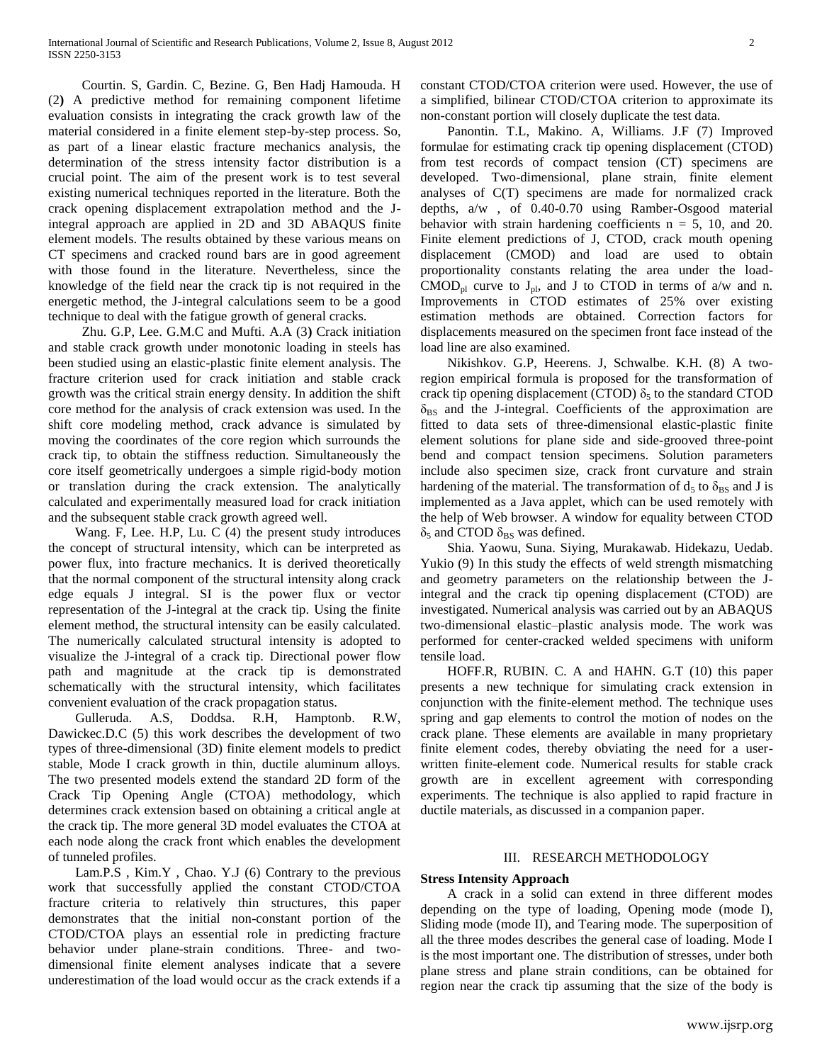Courtin. S, Gardin. C, Bezine. G, Ben Hadj Hamouda. H (2) A predictive method for remaining component lifetime evaluation consists in integrating the crack growth law of the material considered in a finite element step-by-step process. So, as part of a linear elastic fracture mechanics analysis, the determination of the stress intensity factor distribution is a crucial point. The aim of the present work is to test several existing numerical techniques reported in the literature. Both the crack opening displacement extrapolation method and the J-integral approach are applied in 2D and 3D ABAQUS finite element models. The results obtained by these various means on CT specimens and cracked round bars are in good agreement with those found in the literature. Nevertheless, since the knowledge of the field near the crack tip is not required in the energetic method, the J-integral calculations seem to be a good technique to deal with the fatigue growth of general cracks.

Zhu. G.P, Lee. G.M.C and Mufti. A.A (3) Crack initiation and stable crack growth under monotonic loading in steels has been studied using an elastic-plastic finite element analysis. The fracture criterion used for crack initiation and stable crack growth was the critical strain energy density. In addition the shift core method for the analysis of crack extension was used. In the shift core modeling method, crack advance is simulated by moving the coordinates of the core region which surrounds the crack tip, to obtain the stiffness reduction. Simultaneously the core itself geometrically undergoes a simple rigid-body motion or translation during the crack extension. The analytically calculated and experimentally measured load for crack initiation and the subsequent stable crack growth agreed well.

Wang. F, Lee. H.P, Lu. C (4) the present study introduces the concept of structural intensity, which can be interpreted as power flux, into fracture mechanics. It is derived theoretically that the normal component of the structural intensity along crack edge equals J integral. SI is the power flux or vector representation of the J-integral at the crack tip. Using the finite element method, the structural intensity can be easily calculated. The numerically calculated structural intensity is adopted to visualize the J-integral of a crack tip. Directional power flow path and magnitude at the crack tip is demonstrated schematically with the structural intensity, which facilitates convenient evaluation of the crack propagation status.

Gulleruda. A.S, Doddsa. R.H, Hamptonb. R.W, Dawickec.D.C (5) this work describes the development of two types of three-dimensional (3D) finite element models to predict stable, Mode I crack growth in thin, ductile aluminum alloys. The two presented models extend the standard 2D form of the Crack Tip Opening Angle (CTOA) methodology, which determines crack extension based on obtaining a critical angle at the crack tip. The more general 3D model evaluates the CTOA at each node along the crack front which enables the development of tunneled profiles.

Lam.P.S , Kim.Y , Chao. Y.J (6) Contrary to the previous work that successfully applied the constant CTOD/CTOA fracture criteria to relatively thin structures, this paper demonstrates that the initial non-constant portion of the CTOD/CTOA plays an essential role in predicting fracture behavior under plane-strain conditions. Three- and two-dimensional finite element analyses indicate that a severe underestimation of the load would occur as the crack extends if a constant CTOD/CTOA criterion were used. However, the use of a simplified, bilinear CTOD/CTOA criterion to approximate its non-constant portion will closely duplicate the test data.

Panontin. T.L, Makino. A, Williams. J.F (7) Improved formulae for estimating crack tip opening displacement (CTOD) from test records of compact tension (CT) specimens are developed. Two-dimensional, plane strain, finite element analyses of C(T) specimens are made for normalized crack depths, a/w , of 0.40-0.70 using Ramber-Osgood material behavior with strain hardening coefficients n = 5, 10, and 20. Finite element predictions of J, CTOD, crack mouth opening displacement (CMOD) and load are used to obtain proportionality constants relating the area under the load-$CMOD_{pl}$ curve to $J_{pl}$, and J to CTOD in terms of a/w and n. Improvements in CTOD estimates of 25% over existing estimation methods are obtained. Correction factors for displacements measured on the specimen front face instead of the load line are also examined.

Nikishkov. G.P, Heerens. J, Schwalbe. K.H. (8) A two-region empirical formula is proposed for the transformation of crack tip opening displacement (CTOD) $\delta_5$ to the standard CTOD $\delta_{BS}$ and the J-integral. Coefficients of the approximation are fitted to data sets of three-dimensional elastic-plastic finite element solutions for plane side and side-grooved three-point bend and compact tension specimens. Solution parameters include also specimen size, crack front curvature and strain hardening of the material. The transformation of $d_5$ to $\delta_{BS}$ and J is implemented as a Java applet, which can be used remotely with the help of Web browser. A window for equality between CTOD $\delta_5$ and CTOD $\delta_{BS}$ was defined.

Shia. Yaowu, Suna. Siying, Murakawab. Hidekazu, Uedab. Yukio (9) In this study the effects of weld strength mismatching and geometry parameters on the relationship between the J-integral and the crack tip opening displacement (CTOD) are investigated. Numerical analysis was carried out by an ABAQUS two-dimensional elastic–plastic analysis mode. The work was performed for center-cracked welded specimens with uniform tensile load.

HOFF.R, RUBIN. C. A and HAHN. G.T (10) this paper presents a new technique for simulating crack extension in conjunction with the finite-element method. The technique uses spring and gap elements to control the motion of nodes on the crack plane. These elements are available in many proprietary finite element codes, thereby obviating the need for a user-written finite-element code. Numerical results for stable crack growth are in excellent agreement with corresponding experiments. The technique is also applied to rapid fracture in ductile materials, as discussed in a companion paper.

## III. RESEARCH METHODOLOGY

**Stress Intensity Approach**

A crack in a solid can extend in three different modes depending on the type of loading, Opening mode (mode I), Sliding mode (mode II), and Tearing mode. The superposition of all the three modes describes the general case of loading. Mode I is the most important one. The distribution of stresses, under both plane stress and plane strain conditions, can be obtained for region near the crack tip assuming that the size of the body is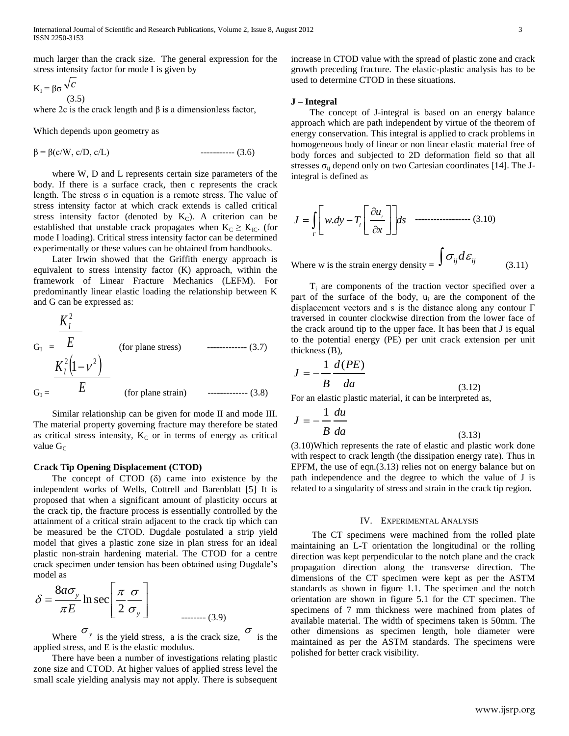much larger than the crack size. The general expression for the stress intensity factor for mode I is given by

$$K_I = \beta\sigma\sqrt{c} \quad (3.5)$$

where 2c is the crack length and β is a dimensionless factor,

Which depends upon geometry as

$$\beta = \beta(c/W, c/D, c/L) \quad \text{----------- (3.6)}$$

where W, D and L represents certain size parameters of the body. If there is a surface crack, then c represents the crack length. The stress σ in equation is a remote stress. The value of stress intensity factor at which crack extends is called critical stress intensity factor (denoted by $K_C$). A criterion can be established that unstable crack propagates when $K_C \geq K_{IC}$. (for mode I loading). Critical stress intensity factor can be determined experimentally or these values can be obtained from handbooks.

Later Irwin showed that the Griffith energy approach is equivalent to stress intensity factor (K) approach, within the framework of Linear Fracture Mechanics (LEFM). For predominantly linear elastic loading the relationship between K and G can be expressed as:

$$G_I = \frac{K_I^2}{E} \quad \text{(for plane stress)} \quad \text{------------- (3.7)}$$

$$G_I = \frac{K_I^2\left(1-\nu^2\right)}{E} \quad \text{(for plane strain)} \quad \text{------------- (3.8)}$$

Similar relationship can be given for mode II and mode III. The material property governing fracture may therefore be stated as critical stress intensity, $K_C$ or in terms of energy as critical value $G_C$

**Crack Tip Opening Displacement (CTOD)**

The concept of CTOD (δ) came into existence by the independent works of Wells, Cottrell and Barenblatt [5] It is proposed that when a significant amount of plasticity occurs at the crack tip, the fracture process is essentially controlled by the attainment of a critical strain adjacent to the crack tip which can be measured be the CTOD. Dugdale postulated a strip yield model that gives a plastic zone size in plan stress for an ideal plastic non-strain hardening material. The CTOD for a centre crack specimen under tension has been obtained using Dugdale's model as

$$\delta = \frac{8a\sigma_y}{\pi E}\ln\sec\left[\frac{\pi}{2}\frac{\sigma}{\sigma_y}\right] \quad \text{-------- (3.9)}$$

Where $\sigma_y$ is the yield stress, a is the crack size, $\sigma$ is the applied stress, and E is the elastic modulus.

There have been a number of investigations relating plastic zone size and CTOD. At higher values of applied stress level the small scale yielding analysis may not apply. There is subsequent increase in CTOD value with the spread of plastic zone and crack growth preceding fracture. The elastic-plastic analysis has to be used to determine CTOD in these situations.

**J – Integral**

The concept of J-integral is based on an energy balance approach which are path independent by virtue of the theorem of energy conservation. This integral is applied to crack problems in homogeneous body of linear or non linear elastic material free of body forces and subjected to 2D deformation field so that all stresses $\sigma_{ij}$ depend only on two Cartesian coordinates [14]. The J-integral is defined as

$$J = \int_{\Gamma}\left[w.dy - T_i\left[\frac{\partial u_i}{\partial x}\right]\right]ds \quad \text{------------------ (3.10)}$$

Where w is the strain energy density = $\int \sigma_{ij} d\varepsilon_{ij}$ (3.11)

$T_i$ are components of the traction vector specified over a part of the surface of the body, $u_i$ are the component of the displacement vectors and s is the distance along any contour Γ traversed in counter clockwise direction from the lower face of the crack around tip to the upper face. It has been that J is equal to the potential energy (PE) per unit crack extension per unit thickness (B),

$$J = -\frac{1}{B}\frac{d(PE)}{da} \quad (3.12)$$

For an elastic plastic material, it can be interpreted as,

$$J = -\frac{1}{B}\frac{du}{da} \quad (3.13)$$

(3.10)Which represents the rate of elastic and plastic work done with respect to crack length (the dissipation energy rate). Thus in EPFM, the use of eqn.(3.13) relies not on energy balance but on path independence and the degree to which the value of J is related to a singularity of stress and strain in the crack tip region.

## IV. Experimental Analysis

The CT specimens were machined from the rolled plate maintaining an L-T orientation the longitudinal or the rolling direction was kept perpendicular to the notch plane and the crack propagation direction along the transverse direction. The dimensions of the CT specimen were kept as per the ASTM standards as shown in figure 1.1. The specimen and the notch orientation are shown in figure 5.1 for the CT specimen. The specimens of 7 mm thickness were machined from plates of available material. The width of specimens taken is 50mm. The other dimensions as specimen length, hole diameter were maintained as per the ASTM standards. The specimens were polished for better crack visibility.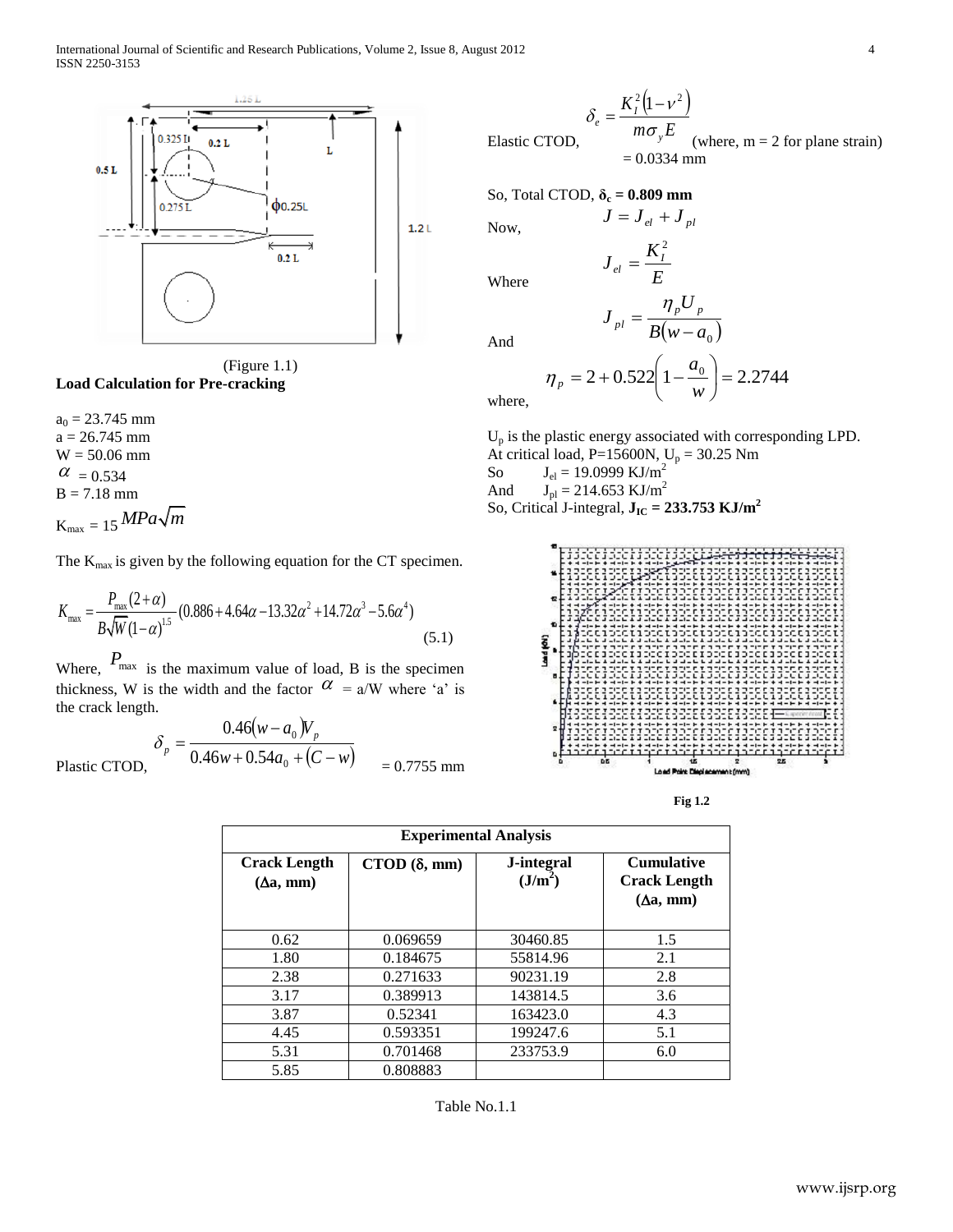(Figure 1.1)

**Load Calculation for Pre-cracking**

$a_0$ = 23.745 mm
a = 26.745 mm
W = 50.06 mm
$\alpha$ = 0.534
B = 7.18 mm
$K_{max}$ = 15 $MPa\sqrt{m}$

The $K_{max}$ is given by the following equation for the CT specimen.

$$K_{max} = \frac{P_{max}(2+\alpha)}{B\sqrt{W}(1-\alpha)^{1.5}}(0.886 + 4.64\alpha - 13.32\alpha^2 + 14.72\alpha^3 - 5.6\alpha^4) \quad (5.1)$$

Where, $P_{max}$ is the maximum value of load, B is the specimen thickness, W is the width and the factor $\alpha$ = a/W where 'a' is the crack length.

Plastic CTOD, $$\delta_p = \frac{0.46(w-a_0)V_p}{0.46w + 0.54a_0 + (C-w)} = 0.7755 \text{ mm}$$

Elastic CTOD, $$\delta_e = \frac{K_I^2(1-\nu^2)}{m\sigma_y E}$$ (where, m = 2 for plane strain)
= 0.0334 mm

So, Total CTOD, $\delta_c$ = **0.809 mm**

Now, $$J = J_{el} + J_{pl}$$

Where $$J_{el} = \frac{K_I^2}{E}$$

And $$J_{pl} = \frac{\eta_p U_p}{B(w-a_0)}$$

where, $$\eta_p = 2 + 0.522\left(1 - \frac{a_0}{w}\right) = 2.2744$$

$U_p$ is the plastic energy associated with corresponding LPD.
At critical load, P=15600N, $U_p$ = 30.25 Nm
So $J_{el}$ = 19.0999 KJ/m$^2$
And $J_{pl}$ = 214.653 KJ/m$^2$
So, Critical J-integral, $J_{IC}$ = **233.753 KJ/m$^2$**

**Fig 1.2**

| Experimental Analysis | | | |
|---|---|---|---|
| **Crack Length ($\Delta$a, mm)** | **CTOD ($\delta$, mm)** | **J-integral (J/m$^2$)** | **Cumulative Crack Length ($\Delta$a, mm)** |
| 0.62 | 0.069659 | 30460.85 | 1.5 |
| 1.80 | 0.184675 | 55814.96 | 2.1 |
| 2.38 | 0.271633 | 90231.19 | 2.8 |
| 3.17 | 0.389913 | 143814.5 | 3.6 |
| 3.87 | 0.52341 | 163423.0 | 4.3 |
| 4.45 | 0.593351 | 199247.6 | 5.1 |
| 5.31 | 0.701468 | 233753.9 | 6.0 |
| 5.85 | 0.808883 | | |

Table No.1.1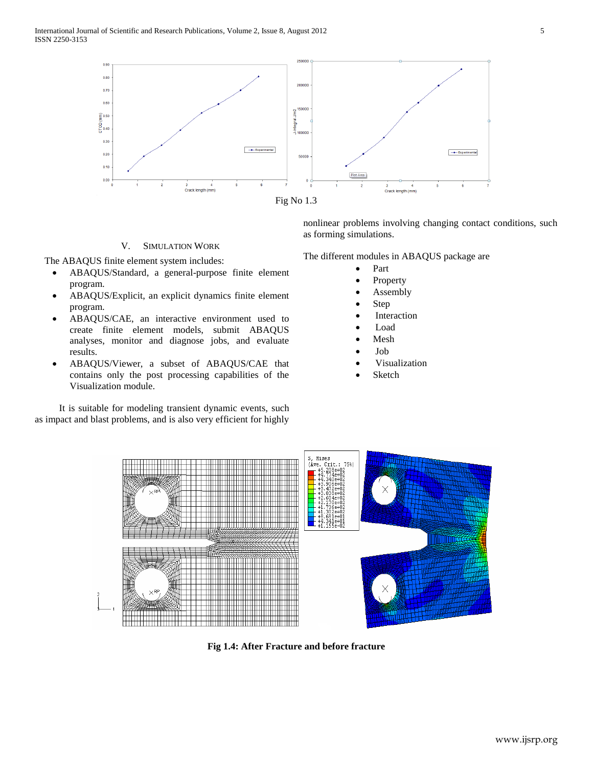Fig No 1.3

## V. Simulation Work

The ABAQUS finite element system includes:

- ABAQUS/Standard, a general-purpose finite element program.
- ABAQUS/Explicit, an explicit dynamics finite element program.
- ABAQUS/CAE, an interactive environment used to create finite element models, submit ABAQUS analyses, monitor and diagnose jobs, and evaluate results.
- ABAQUS/Viewer, a subset of ABAQUS/CAE that contains only the post processing capabilities of the Visualization module.

It is suitable for modeling transient dynamic events, such as impact and blast problems, and is also very efficient for highly nonlinear problems involving changing contact conditions, such as forming simulations.

The different modules in ABAQUS package are

- Part
- Property
- Assembly
- Step
- Interaction
- Load
- Mesh
- Job
- Visualization
- Sketch

**Fig 1.4: After Fracture and before fracture**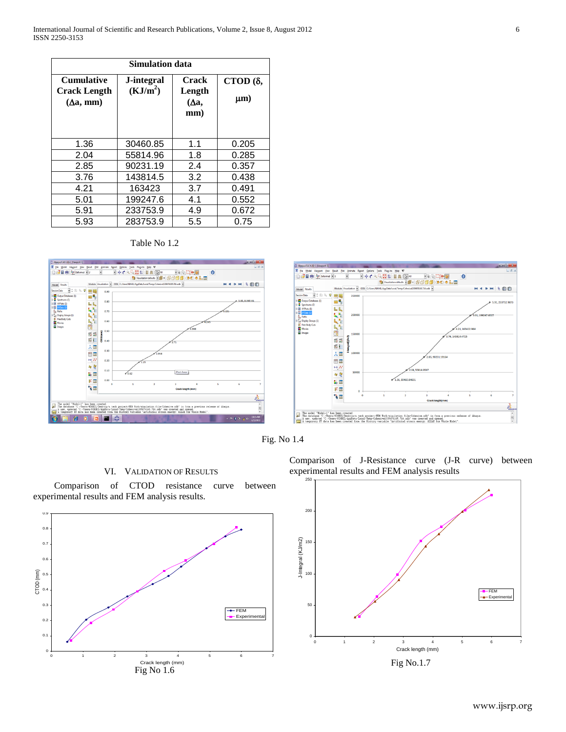| Simulation data | | | |
|---|---|---|---|
| Cumulative Crack Length ($\Delta a$, mm) | J-integral ($KJ/m^2$) | Crack Length ($\Delta a$, mm) | CTOD ($\delta$, $\mu$m) |
| 1.36 | 30460.85 | 1.1 | 0.205 |
| 2.04 | 55814.96 | 1.8 | 0.285 |
| 2.85 | 90231.19 | 2.4 | 0.357 |
| 3.76 | 143814.5 | 3.2 | 0.438 |
| 4.21 | 163423 | 3.7 | 0.491 |
| 5.01 | 199247.6 | 4.1 | 0.552 |
| 5.91 | 233753.9 | 4.9 | 0.672 |
| 5.93 | 283753.9 | 5.5 | 0.75 |

Table No 1.2

Fig. No 1.4

## VI. VALIDATION OF RESULTS

Comparison of CTOD resistance curve between experimental results and FEM analysis results.

Fig No 1.6

Comparison of J-Resistance curve (J-R curve) between experimental results and FEM analysis results

Fig No.1.7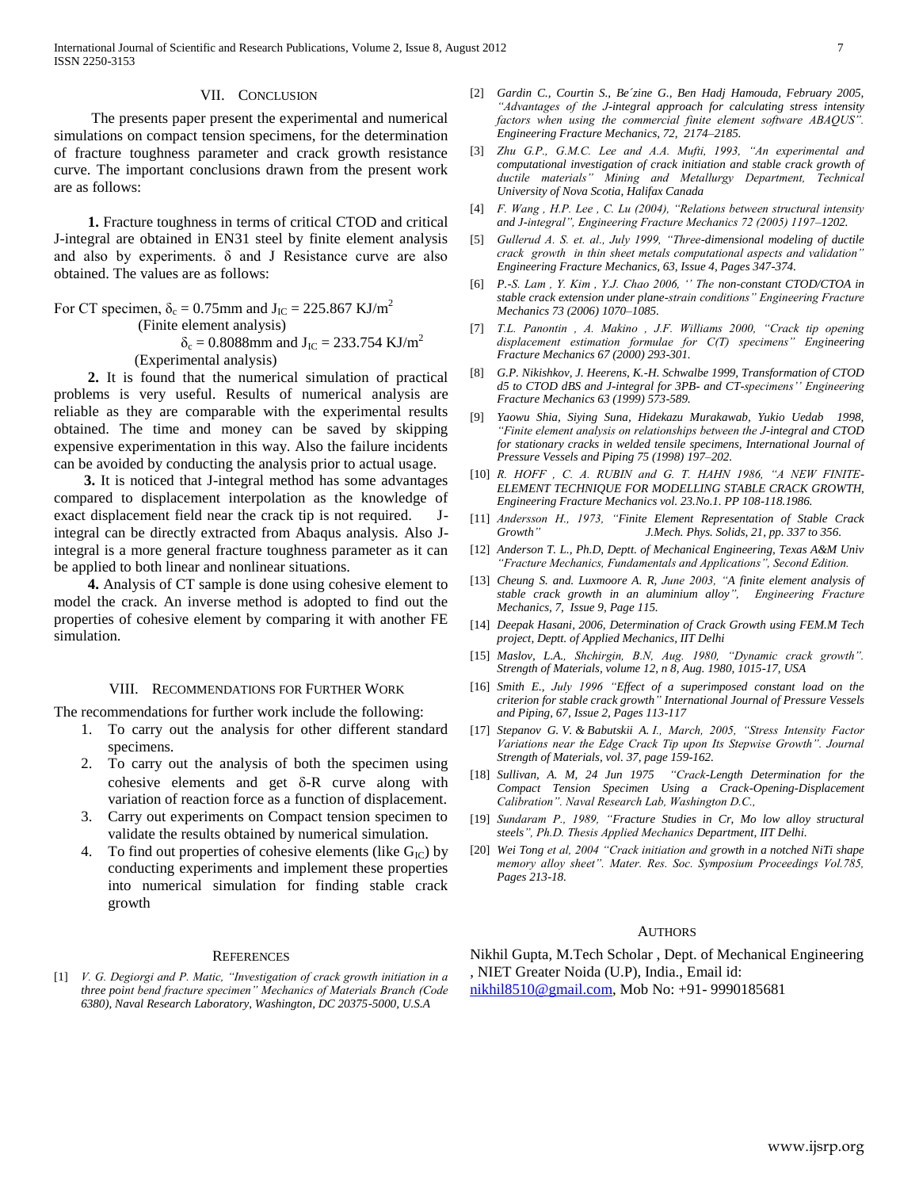## VII. CONCLUSION

The presents paper present the experimental and numerical simulations on compact tension specimens, for the determination of fracture toughness parameter and crack growth resistance curve. The important conclusions drawn from the present work are as follows:

**1.** Fracture toughness in terms of critical CTOD and critical J-integral are obtained in EN31 steel by finite element analysis and also by experiments. δ and J Resistance curve are also obtained. The values are as follows:

For CT specimen, $\delta_c = 0.75$mm and $J_{IC} = 225.867$ KJ/m$^2$
(Finite element analysis)
$\delta_c = 0.8088$mm and $J_{IC} = 233.754$ KJ/m$^2$
(Experimental analysis)

**2.** It is found that the numerical simulation of practical problems is very useful. Results of numerical analysis are reliable as they are comparable with the experimental results obtained. The time and money can be saved by skipping expensive experimentation in this way. Also the failure incidents can be avoided by conducting the analysis prior to actual usage.

**3.** It is noticed that J-integral method has some advantages compared to displacement interpolation as the knowledge of exact displacement field near the crack tip is not required. J-integral can be directly extracted from Abaqus analysis. Also J-integral is a more general fracture toughness parameter as it can be applied to both linear and nonlinear situations.

**4.** Analysis of CT sample is done using cohesive element to model the crack. An inverse method is adopted to find out the properties of cohesive element by comparing it with another FE simulation.

## VIII. RECOMMENDATIONS FOR FURTHER WORK

The recommendations for further work include the following:

1. To carry out the analysis for other different standard specimens.
2. To carry out the analysis of both the specimen using cohesive elements and get δ-R curve along with variation of reaction force as a function of displacement.
3. Carry out experiments on Compact tension specimen to validate the results obtained by numerical simulation.
4. To find out properties of cohesive elements (like $G_{IC}$) by conducting experiments and implement these properties into numerical simulation for finding stable crack growth

## REFERENCES

[1] *V. G. Degiorgi and P. Matic, "Investigation of crack growth initiation in a three point bend fracture specimen" Mechanics of Materials Branch (Code 6380), Naval Research Laboratory, Washington, DC 20375-5000, U.S.A*

[2] *Gardin C., Courtin S., Be´zine G., Ben Hadj Hamouda, February 2005, "Advantages of the J-integral approach for calculating stress intensity factors when using the commercial finite element software ABAQUS". Engineering Fracture Mechanics, 72, 2174–2185.*

[3] *Zhu G.P., G.M.C. Lee and A.A. Mufti, 1993, "An experimental and computational investigation of crack initiation and stable crack growth of ductile materials" Mining and Metallurgy Department, Technical University of Nova Scotia, Halifax Canada*

[4] *F. Wang , H.P. Lee , C. Lu (2004), "Relations between structural intensity and J-integral", Engineering Fracture Mechanics 72 (2005) 1197–1202.*

[5] *Gullerud A. S. et. al., July 1999, "Three-dimensional modeling of ductile crack growth in thin sheet metals computational aspects and validation" Engineering Fracture Mechanics, 63, Issue 4, Pages 347-374.*

[6] *P.-S. Lam , Y. Kim , Y.J. Chao 2006, '' The non-constant CTOD/CTOA in stable crack extension under plane-strain conditions" Engineering Fracture Mechanics 73 (2006) 1070–1085.*

[7] *T.L. Panontin , A. Makino , J.F. Williams 2000, "Crack tip opening displacement estimation formulae for C(T) specimens" Engineering Fracture Mechanics 67 (2000) 293-301.*

[8] *G.P. Nikishkov, J. Heerens, K.-H. Schwalbe 1999, Transformation of CTOD d5 to CTOD dBS and J-integral for 3PB- and CT-specimens'' Engineering Fracture Mechanics 63 (1999) 573-589.*

[9] *Yaowu Shia, Siying Suna, Hidekazu Murakawab, Yukio Uedab 1998, "Finite element analysis on relationships between the J-integral and CTOD for stationary cracks in welded tensile specimens, International Journal of Pressure Vessels and Piping 75 (1998) 197–202.*

[10] *R. HOFF , C. A. RUBIN and G. T. HAHN 1986, "A NEW FINITE-ELEMENT TECHNIQUE FOR MODELLING STABLE CRACK GROWTH, Engineering Fracture Mechanics vol. 23.No.1. PP 108-118.1986.*

[11] *Andersson H., 1973, "Finite Element Representation of Stable Crack Growth" J.Mech. Phys. Solids, 21, pp. 337 to 356.*

[12] *Anderson T. L., Ph.D, Deptt. of Mechanical Engineering, Texas A&M Univ "Fracture Mechanics, Fundamentals and Applications", Second Edition.*

[13] *Cheung S. and. Luxmoore A. R, June 2003, "A finite element analysis of stable crack growth in an aluminium alloy", Engineering Fracture Mechanics, 7, Issue 9, Page 115.*

[14] *Deepak Hasani, 2006, Determination of Crack Growth using FEM.M Tech project, Deptt. of Applied Mechanics, IIT Delhi*

[15] *Maslov, L.A., Shchirgin, B.N, Aug. 1980, "Dynamic crack growth". Strength of Materials, volume 12, n 8, Aug. 1980, 1015-17, USA*

[16] *Smith E., July 1996 "Effect of a superimposed constant load on the criterion for stable crack growth" International Journal of Pressure Vessels and Piping, 67, Issue 2, Pages 113-117*

[17] *Stepanov G. V. & Babutskii A. I., March, 2005, "Stress Intensity Factor Variations near the Edge Crack Tip upon Its Stepwise Growth". Journal Strength of Materials, vol. 37, page 159-162.*

[18] *Sullivan, A. M, 24 Jun 1975 "Crack-Length Determination for the Compact Tension Specimen Using a Crack-Opening-Displacement Calibration". Naval Research Lab, Washington D.C.,*

[19] *Sundaram P., 1989, "Fracture Studies in Cr, Mo low alloy structural steels", Ph.D. Thesis Applied Mechanics Department, IIT Delhi.*

[20] *Wei Tong et al, 2004 "Crack initiation and growth in a notched NiTi shape memory alloy sheet". Mater. Res. Soc. Symposium Proceedings Vol.785, Pages 213-18.*

## AUTHORS

Nikhil Gupta, M.Tech Scholar , Dept. of Mechanical Engineering , NIET Greater Noida (U.P), India., Email id: nikhil8510@gmail.com, Mob No: +91- 9990185681